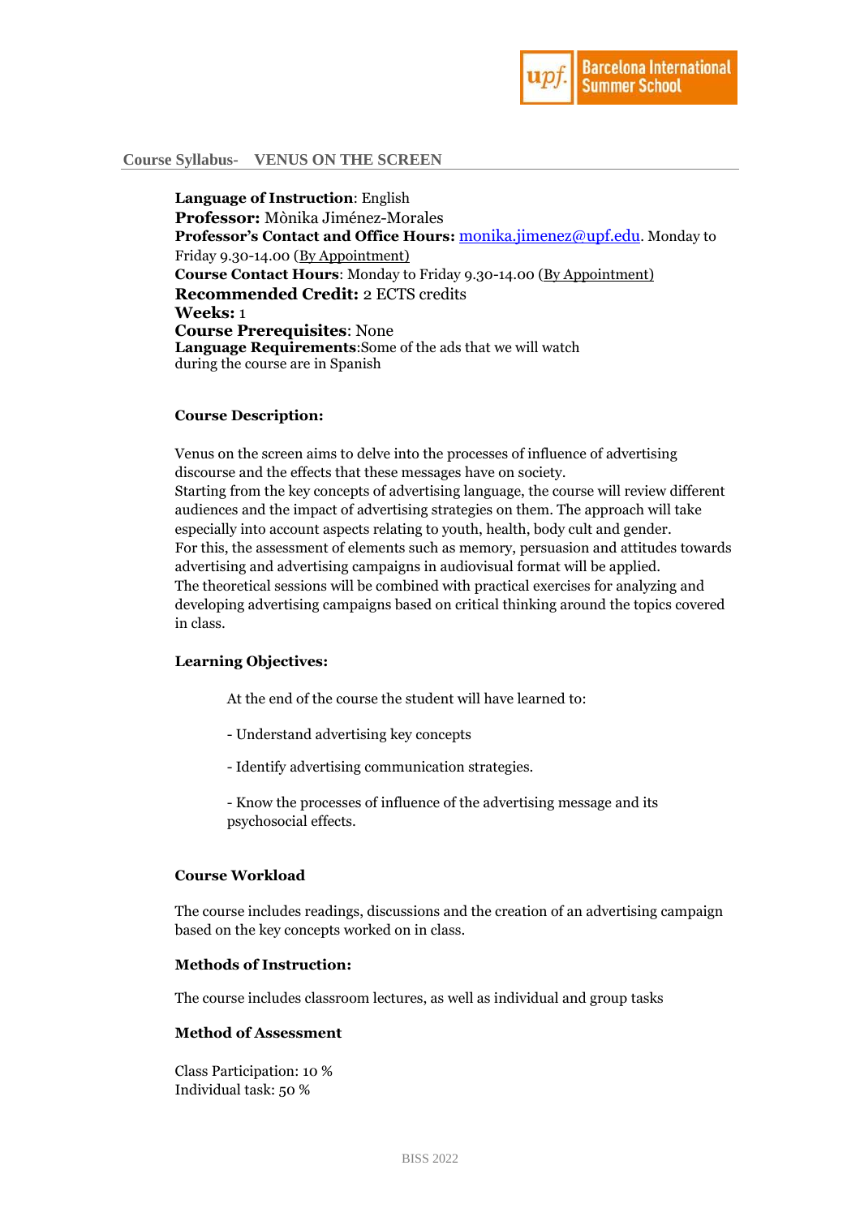## Course Syllabus- VENUS ON THE SCREEN

**Language of Instruction**: English
**Professor:** Mònika Jiménez-Morales
**Professor's Contact and Office Hours:** monika.jimenez@upf.edu. Monday to Friday 9.30-14.00 (By Appointment)
**Course Contact Hours**: Monday to Friday 9.30-14.00 (By Appointment)
**Recommended Credit:** 2 ECTS credits
**Weeks:** 1
**Course Prerequisites**: None
**Language Requirements**:Some of the ads that we will watch during the course are in Spanish

### Course Description:

Venus on the screen aims to delve into the processes of influence of advertising discourse and the effects that these messages have on society.
Starting from the key concepts of advertising language, the course will review different audiences and the impact of advertising strategies on them. The approach will take especially into account aspects relating to youth, health, body cult and gender.
For this, the assessment of elements such as memory, persuasion and attitudes towards advertising and advertising campaigns in audiovisual format will be applied.
The theoretical sessions will be combined with practical exercises for analyzing and developing advertising campaigns based on critical thinking around the topics covered in class.

### Learning Objectives:

At the end of the course the student will have learned to:

- Understand advertising key concepts
- Identify advertising communication strategies.
- Know the processes of influence of the advertising message and its psychosocial effects.

### Course Workload

The course includes readings, discussions and the creation of an advertising campaign based on the key concepts worked on in class.

### Methods of Instruction:

The course includes classroom lectures, as well as individual and group tasks

### Method of Assessment

Class Participation: 10 %
Individual task: 50 %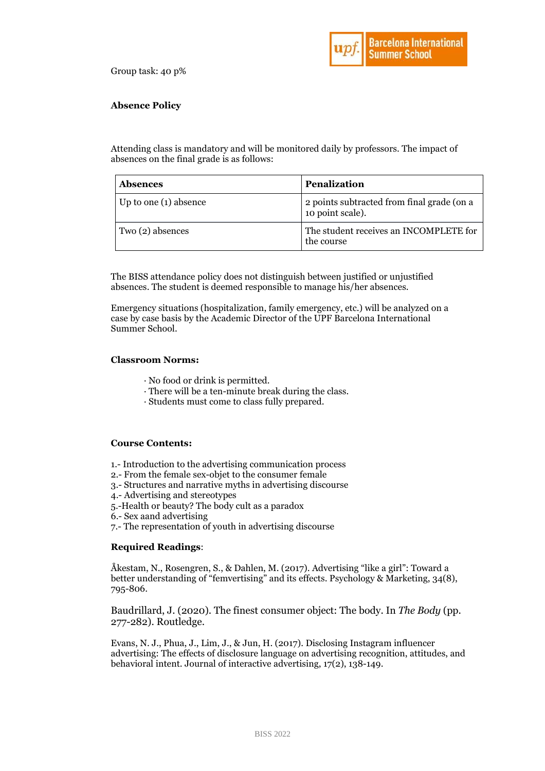Group task: 40 p%

**Absence Policy**

Attending class is mandatory and will be monitored daily by professors. The impact of absences on the final grade is as follows:

| Absences | Penalization |
| --- | --- |
| Up to one (1) absence | 2 points subtracted from final grade (on a 10 point scale). |
| Two (2) absences | The student receives an INCOMPLETE for the course |

The BISS attendance policy does not distinguish between justified or unjustified absences. The student is deemed responsible to manage his/her absences.

Emergency situations (hospitalization, family emergency, etc.) will be analyzed on a case by case basis by the Academic Director of the UPF Barcelona International Summer School.

**Classroom Norms:**

· No food or drink is permitted.
· There will be a ten-minute break during the class.
· Students must come to class fully prepared.

**Course Contents:**

1.- Introduction to the advertising communication process
2.- From the female sex-objet to the consumer female
3.- Structures and narrative myths in advertising discourse
4.- Advertising and stereotypes
5.-Health or beauty? The body cult as a paradox
6.- Sex aand advertising
7.- The representation of youth in advertising discourse

**Required Readings**:

Åkestam, N., Rosengren, S., & Dahlen, M. (2017). Advertising "like a girl": Toward a better understanding of "femvertising" and its effects. Psychology & Marketing, 34(8), 795-806.

Baudrillard, J. (2020). The finest consumer object: The body. In *The Body* (pp. 277-282). Routledge.

Evans, N. J., Phua, J., Lim, J., & Jun, H. (2017). Disclosing Instagram influencer advertising: The effects of disclosure language on advertising recognition, attitudes, and behavioral intent. Journal of interactive advertising, 17(2), 138-149.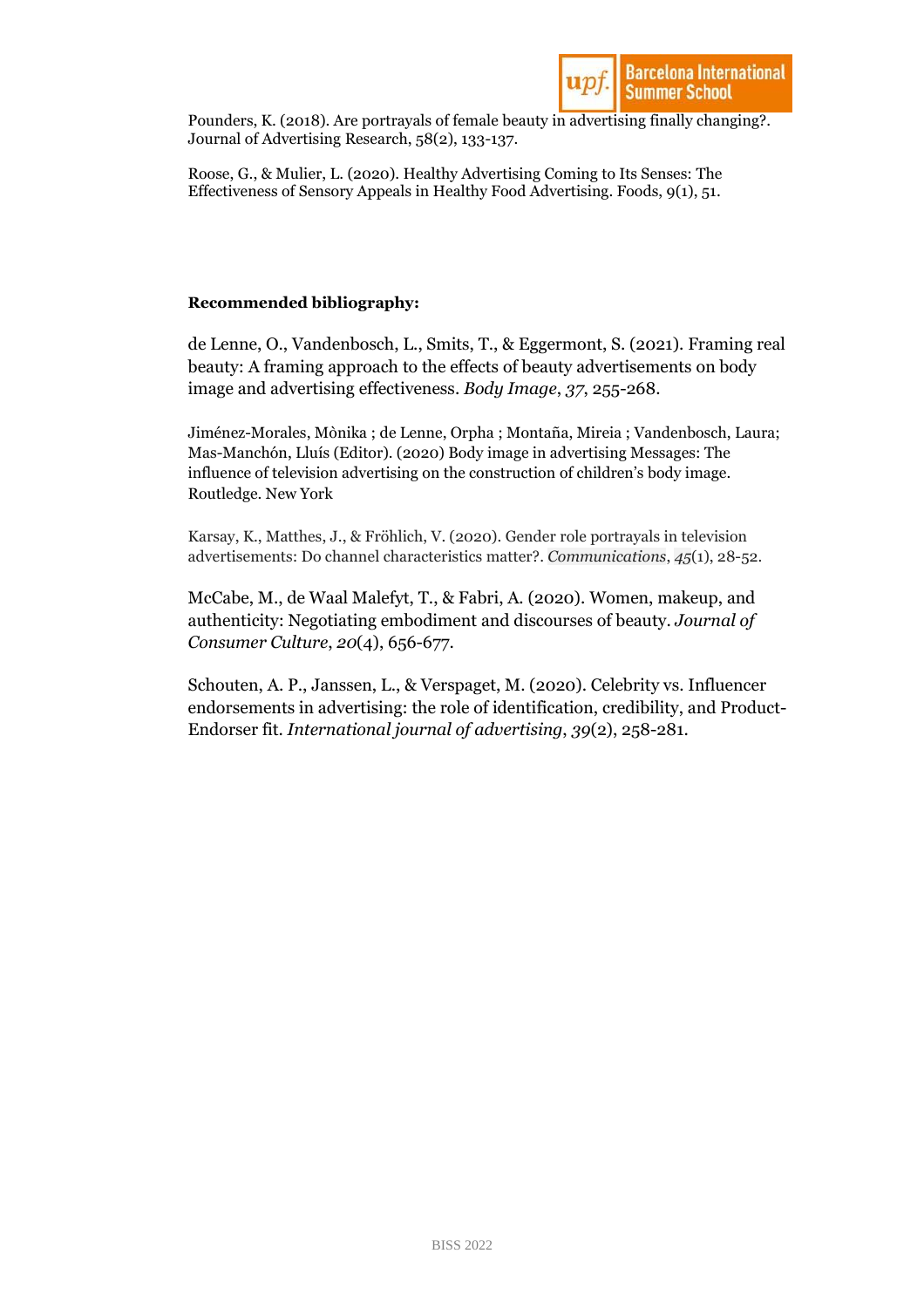Pounders, K. (2018). Are portrayals of female beauty in advertising finally changing?. Journal of Advertising Research, 58(2), 133-137.

Roose, G., & Mulier, L. (2020). Healthy Advertising Coming to Its Senses: The Effectiveness of Sensory Appeals in Healthy Food Advertising. Foods, 9(1), 51.

**Recommended bibliography:**

de Lenne, O., Vandenbosch, L., Smits, T., & Eggermont, S. (2021). Framing real beauty: A framing approach to the effects of beauty advertisements on body image and advertising effectiveness. *Body Image*, *37*, 255-268.

Jiménez-Morales, Mònika ; de Lenne, Orpha ; Montaña, Mireia ; Vandenbosch, Laura; Mas-Manchón, Lluís (Editor). (2020) Body image in advertising Messages: The influence of television advertising on the construction of children's body image. Routledge. New York

Karsay, K., Matthes, J., & Fröhlich, V. (2020). Gender role portrayals in television advertisements: Do channel characteristics matter?. *Communications*, *45*(1), 28-52.

McCabe, M., de Waal Malefyt, T., & Fabri, A. (2020). Women, makeup, and authenticity: Negotiating embodiment and discourses of beauty. *Journal of Consumer Culture*, *20*(4), 656-677.

Schouten, A. P., Janssen, L., & Verspaget, M. (2020). Celebrity vs. Influencer endorsements in advertising: the role of identification, credibility, and Product-Endorser fit. *International journal of advertising*, *39*(2), 258-281.